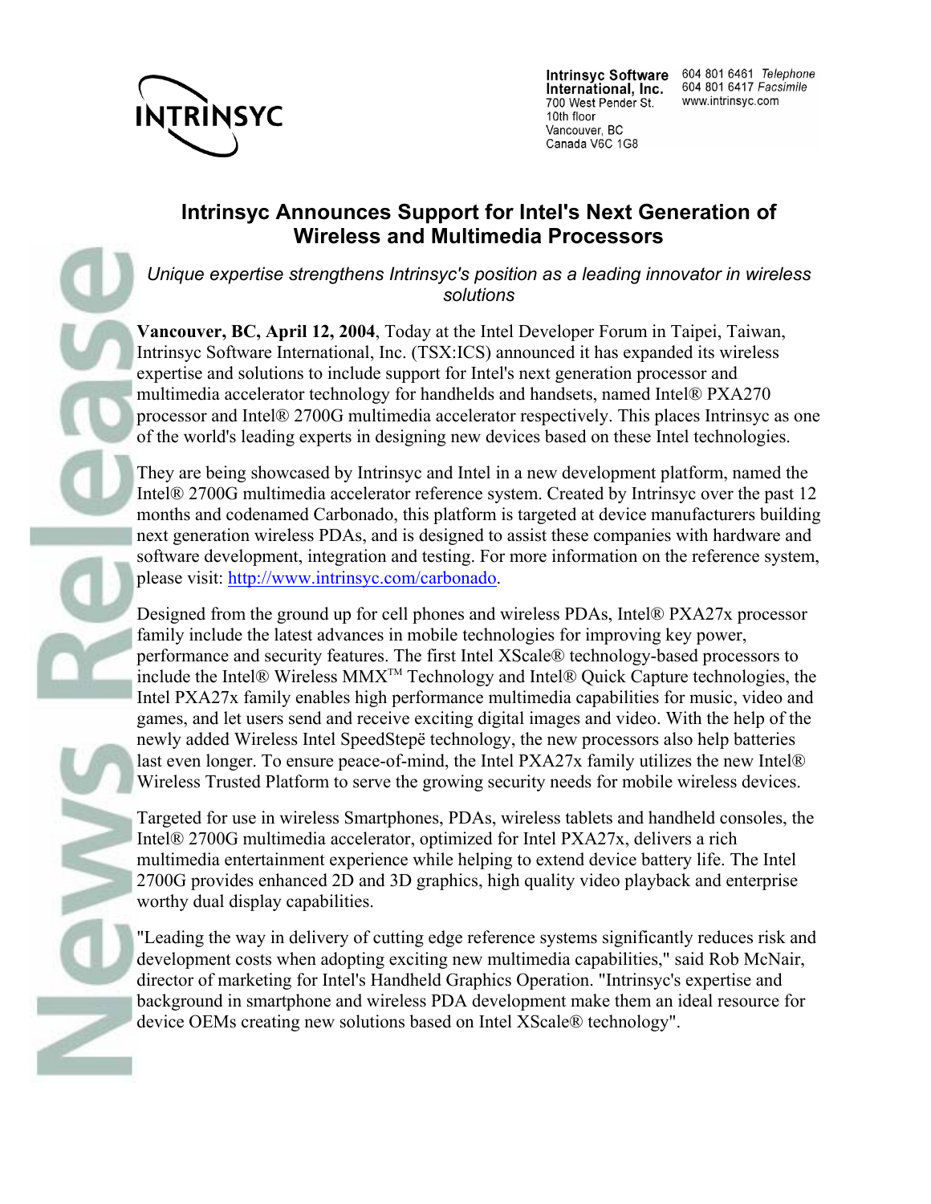INTRINSYC

**Intrinsyc Software International, Inc.**
700 West Pender St.
10th floor
Vancouver, BC
Canada V6C 1G8

604 801 6461 *Telephone*
604 801 6417 *Facsimile*
www.intrinsyc.com

# Intrinsyc Announces Support for Intel's Next Generation of Wireless and Multimedia Processors

*Unique expertise strengthens Intrinsyc's position as a leading innovator in wireless solutions*

**Vancouver, BC, April 12, 2004**, Today at the Intel Developer Forum in Taipei, Taiwan, Intrinsyc Software International, Inc. (TSX:ICS) announced it has expanded its wireless expertise and solutions to include support for Intel's next generation processor and multimedia accelerator technology for handhelds and handsets, named Intel® PXA270 processor and Intel® 2700G multimedia accelerator respectively. This places Intrinsyc as one of the world's leading experts in designing new devices based on these Intel technologies.

They are being showcased by Intrinsyc and Intel in a new development platform, named the Intel® 2700G multimedia accelerator reference system. Created by Intrinsyc over the past 12 months and codenamed Carbonado, this platform is targeted at device manufacturers building next generation wireless PDAs, and is designed to assist these companies with hardware and software development, integration and testing. For more information on the reference system, please visit: http://www.intrinsyc.com/carbonado.

Designed from the ground up for cell phones and wireless PDAs, Intel® PXA27x processor family include the latest advances in mobile technologies for improving key power, performance and security features. The first Intel XScale® technology-based processors to include the Intel® Wireless MMX™ Technology and Intel® Quick Capture technologies, the Intel PXA27x family enables high performance multimedia capabilities for music, video and games, and let users send and receive exciting digital images and video. With the help of the newly added Wireless Intel SpeedStepë technology, the new processors also help batteries last even longer. To ensure peace-of-mind, the Intel PXA27x family utilizes the new Intel® Wireless Trusted Platform to serve the growing security needs for mobile wireless devices.

Targeted for use in wireless Smartphones, PDAs, wireless tablets and handheld consoles, the Intel® 2700G multimedia accelerator, optimized for Intel PXA27x, delivers a rich multimedia entertainment experience while helping to extend device battery life. The Intel 2700G provides enhanced 2D and 3D graphics, high quality video playback and enterprise worthy dual display capabilities.

"Leading the way in delivery of cutting edge reference systems significantly reduces risk and development costs when adopting exciting new multimedia capabilities," said Rob McNair, director of marketing for Intel's Handheld Graphics Operation. "Intrinsyc's expertise and background in smartphone and wireless PDA development make them an ideal resource for device OEMs creating new solutions based on Intel XScale® technology".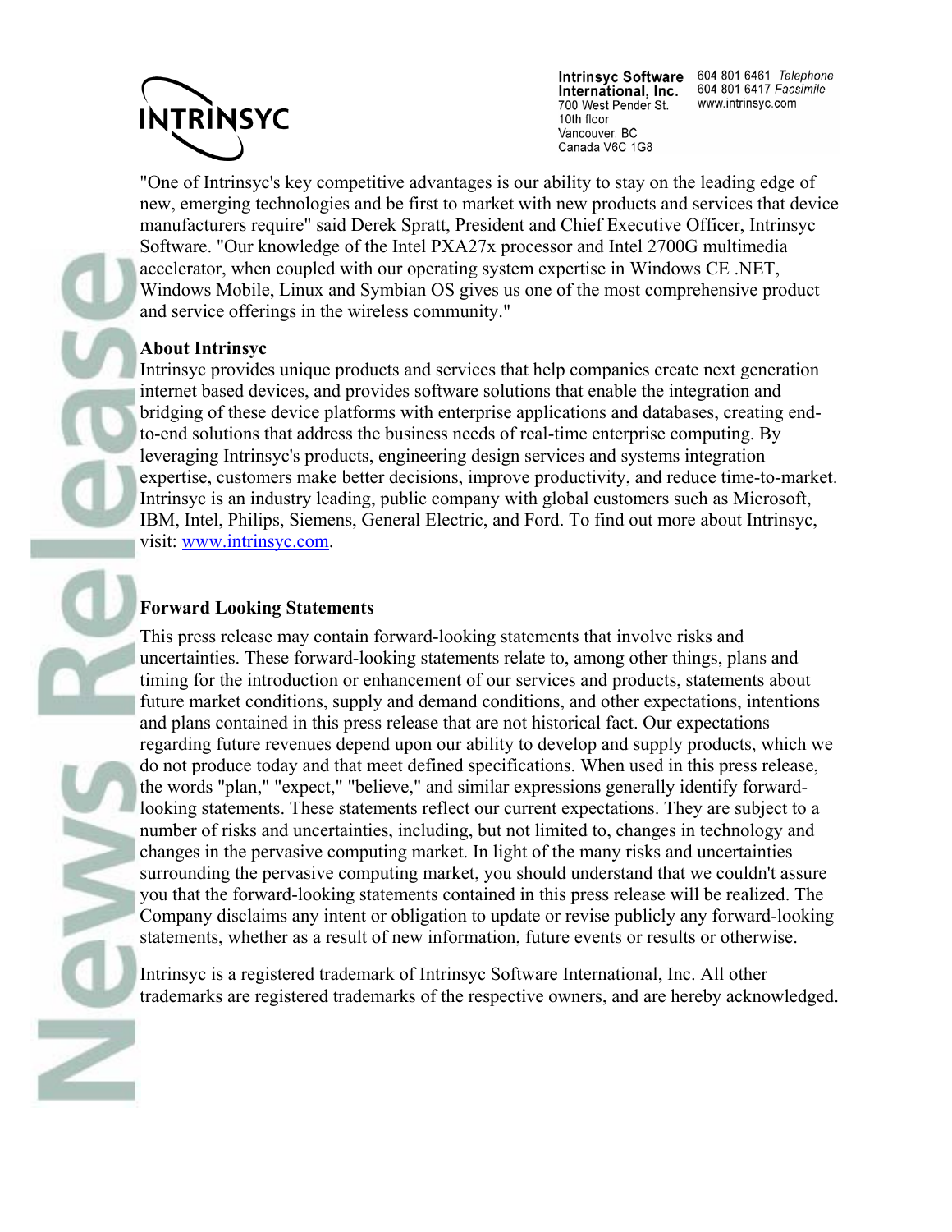"One of Intrinsyc's key competitive advantages is our ability to stay on the leading edge of new, emerging technologies and be first to market with new products and services that device manufacturers require" said Derek Spratt, President and Chief Executive Officer, Intrinsyc Software. "Our knowledge of the Intel PXA27x processor and Intel 2700G multimedia accelerator, when coupled with our operating system expertise in Windows CE .NET, Windows Mobile, Linux and Symbian OS gives us one of the most comprehensive product and service offerings in the wireless community."

**About Intrinsyc**

Intrinsyc provides unique products and services that help companies create next generation internet based devices, and provides software solutions that enable the integration and bridging of these device platforms with enterprise applications and databases, creating end-to-end solutions that address the business needs of real-time enterprise computing. By leveraging Intrinsyc's products, engineering design services and systems integration expertise, customers make better decisions, improve productivity, and reduce time-to-market. Intrinsyc is an industry leading, public company with global customers such as Microsoft, IBM, Intel, Philips, Siemens, General Electric, and Ford. To find out more about Intrinsyc, visit: [www.intrinsyc.com](http://www.intrinsyc.com).

**Forward Looking Statements**

This press release may contain forward-looking statements that involve risks and uncertainties. These forward-looking statements relate to, among other things, plans and timing for the introduction or enhancement of our services and products, statements about future market conditions, supply and demand conditions, and other expectations, intentions and plans contained in this press release that are not historical fact. Our expectations regarding future revenues depend upon our ability to develop and supply products, which we do not produce today and that meet defined specifications. When used in this press release, the words "plan," "expect," "believe," and similar expressions generally identify forward-looking statements. These statements reflect our current expectations. They are subject to a number of risks and uncertainties, including, but not limited to, changes in technology and changes in the pervasive computing market. In light of the many risks and uncertainties surrounding the pervasive computing market, you should understand that we couldn't assure you that the forward-looking statements contained in this press release will be realized. The Company disclaims any intent or obligation to update or revise publicly any forward-looking statements, whether as a result of new information, future events or results or otherwise.

Intrinsyc is a registered trademark of Intrinsyc Software International, Inc. All other trademarks are registered trademarks of the respective owners, and are hereby acknowledged.